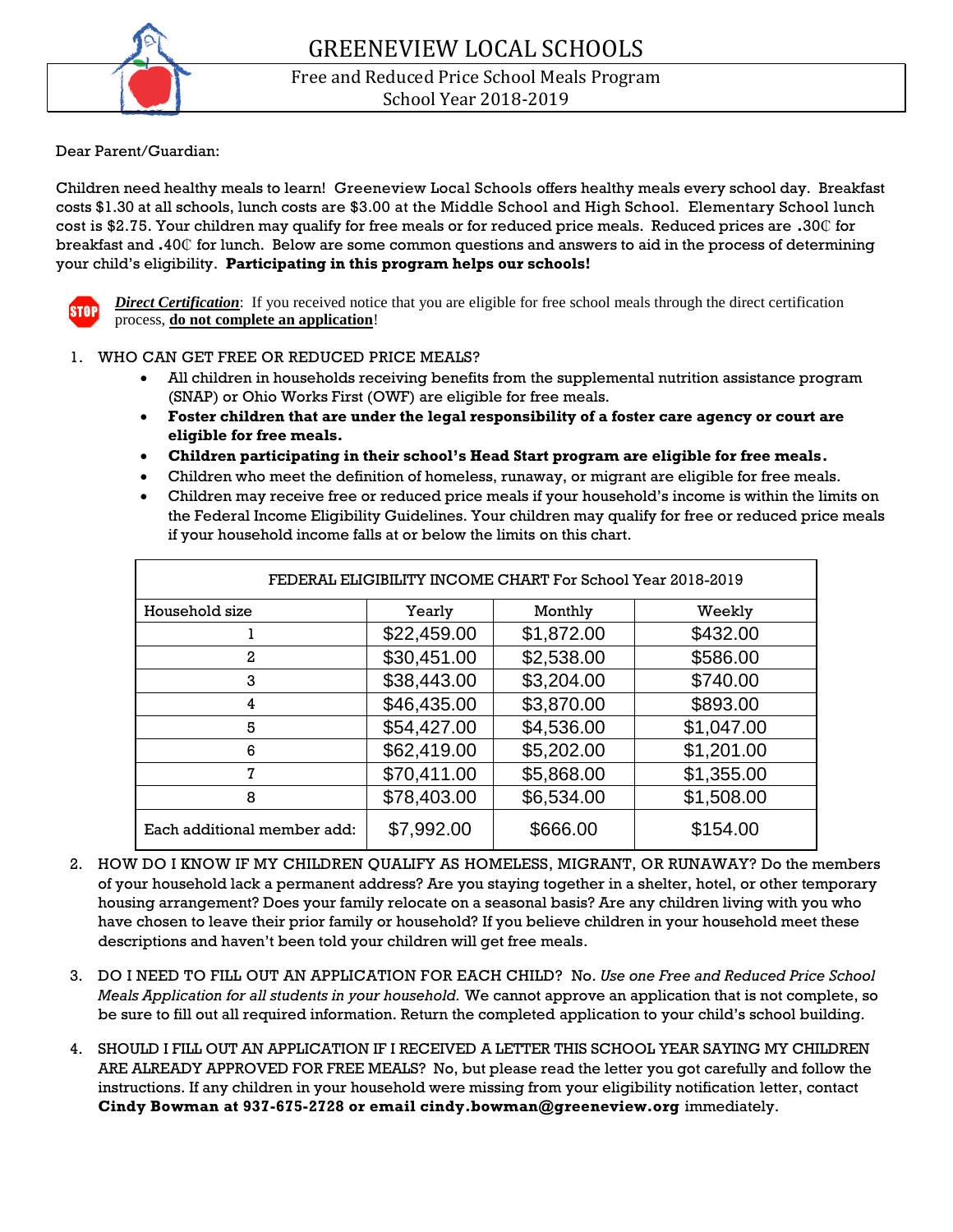# GREENEVIEW LOCAL SCHOOLS

## Free and Reduced Price School Meals Program
## School Year 2018-2019

Dear Parent/Guardian:

Children need healthy meals to learn! Greeneview Local Schools offers healthy meals every school day. Breakfast costs $1.30 at all schools, lunch costs are $3.00 at the Middle School and High School. Elementary School lunch cost is $2.75. Your children may qualify for free meals or for reduced price meals. Reduced prices are .30₵ for breakfast and .40₵ for lunch. Below are some common questions and answers to aid in the process of determining your child's eligibility. **Participating in this program helps our schools!**

STOP ***Direct Certification***: If you received notice that you are eligible for free school meals through the direct certification process, **do not complete an application**!

1. WHO CAN GET FREE OR REDUCED PRICE MEALS?
   - All children in households receiving benefits from the supplemental nutrition assistance program (SNAP) or Ohio Works First (OWF) are eligible for free meals.
   - **Foster children that are under the legal responsibility of a foster care agency or court are eligible for free meals.**
   - **Children participating in their school's Head Start program are eligible for free meals.**
   - Children who meet the definition of homeless, runaway, or migrant are eligible for free meals.
   - Children may receive free or reduced price meals if your household's income is within the limits on the Federal Income Eligibility Guidelines. Your children may qualify for free or reduced price meals if your household income falls at or below the limits on this chart.

| FEDERAL ELIGIBILITY INCOME CHART For School Year 2018-2019 | | | |
|---|---|---|---|
| Household size | Yearly | Monthly | Weekly |
| 1 | $22,459.00 | $1,872.00 | $432.00 |
| 2 | $30,451.00 | $2,538.00 | $586.00 |
| 3 | $38,443.00 | $3,204.00 | $740.00 |
| 4 | $46,435.00 | $3,870.00 | $893.00 |
| 5 | $54,427.00 | $4,536.00 | $1,047.00 |
| 6 | $62,419.00 | $5,202.00 | $1,201.00 |
| 7 | $70,411.00 | $5,868.00 | $1,355.00 |
| 8 | $78,403.00 | $6,534.00 | $1,508.00 |
| Each additional member add: | $7,992.00 | $666.00 | $154.00 |

2. HOW DO I KNOW IF MY CHILDREN QUALIFY AS HOMELESS, MIGRANT, OR RUNAWAY? Do the members of your household lack a permanent address? Are you staying together in a shelter, hotel, or other temporary housing arrangement? Does your family relocate on a seasonal basis? Are any children living with you who have chosen to leave their prior family or household? If you believe children in your household meet these descriptions and haven't been told your children will get free meals.

3. DO I NEED TO FILL OUT AN APPLICATION FOR EACH CHILD? No. *Use one Free and Reduced Price School Meals Application for all students in your household.* We cannot approve an application that is not complete, so be sure to fill out all required information. Return the completed application to your child's school building.

4. SHOULD I FILL OUT AN APPLICATION IF I RECEIVED A LETTER THIS SCHOOL YEAR SAYING MY CHILDREN ARE ALREADY APPROVED FOR FREE MEALS? No, but please read the letter you got carefully and follow the instructions. If any children in your household were missing from your eligibility notification letter, contact **Cindy Bowman at 937-675-2728 or email cindy.bowman@greeneview.org** immediately.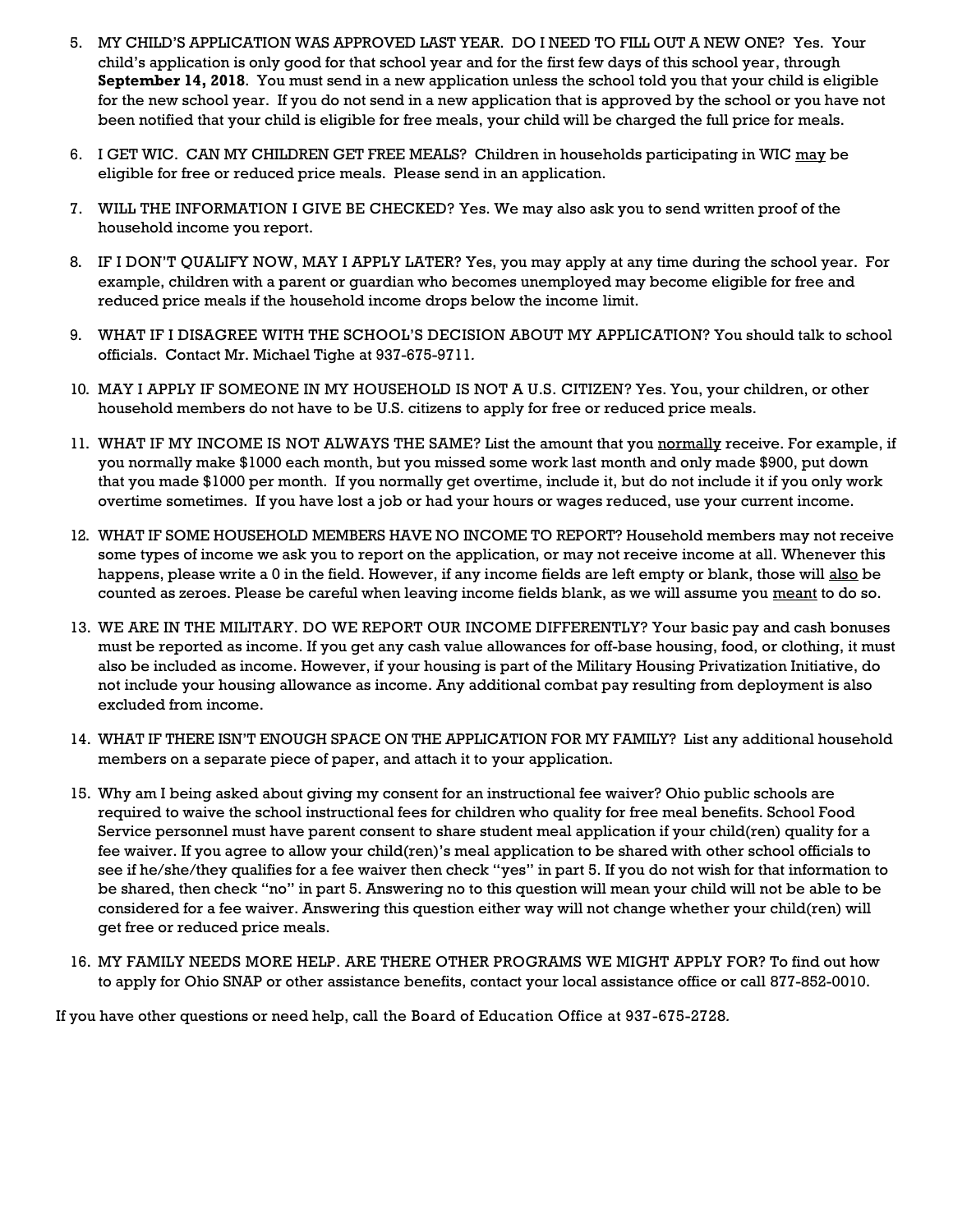5. MY CHILD'S APPLICATION WAS APPROVED LAST YEAR. DO I NEED TO FILL OUT A NEW ONE? Yes. Your child's application is only good for that school year and for the first few days of this school year, through **September 14, 2018**. You must send in a new application unless the school told you that your child is eligible for the new school year. If you do not send in a new application that is approved by the school or you have not been notified that your child is eligible for free meals, your child will be charged the full price for meals.

6. I GET WIC. CAN MY CHILDREN GET FREE MEALS? Children in households participating in WIC <u>may</u> be eligible for free or reduced price meals. Please send in an application.

7. WILL THE INFORMATION I GIVE BE CHECKED? Yes. We may also ask you to send written proof of the household income you report.

8. IF I DON'T QUALIFY NOW, MAY I APPLY LATER? Yes, you may apply at any time during the school year. For example, children with a parent or guardian who becomes unemployed may become eligible for free and reduced price meals if the household income drops below the income limit.

9. WHAT IF I DISAGREE WITH THE SCHOOL'S DECISION ABOUT MY APPLICATION? You should talk to school officials. Contact Mr. Michael Tighe at 937-675-9711.

10. MAY I APPLY IF SOMEONE IN MY HOUSEHOLD IS NOT A U.S. CITIZEN? Yes. You, your children, or other household members do not have to be U.S. citizens to apply for free or reduced price meals.

11. WHAT IF MY INCOME IS NOT ALWAYS THE SAME? List the amount that you <u>normally</u> receive. For example, if you normally make $1000 each month, but you missed some work last month and only made $900, put down that you made $1000 per month. If you normally get overtime, include it, but do not include it if you only work overtime sometimes. If you have lost a job or had your hours or wages reduced, use your current income.

12. WHAT IF SOME HOUSEHOLD MEMBERS HAVE NO INCOME TO REPORT? Household members may not receive some types of income we ask you to report on the application, or may not receive income at all. Whenever this happens, please write a 0 in the field. However, if any income fields are left empty or blank, those will <u>also</u> be counted as zeroes. Please be careful when leaving income fields blank, as we will assume you <u>meant</u> to do so.

13. WE ARE IN THE MILITARY. DO WE REPORT OUR INCOME DIFFERENTLY? Your basic pay and cash bonuses must be reported as income. If you get any cash value allowances for off-base housing, food, or clothing, it must also be included as income. However, if your housing is part of the Military Housing Privatization Initiative, do not include your housing allowance as income. Any additional combat pay resulting from deployment is also excluded from income.

14. WHAT IF THERE ISN'T ENOUGH SPACE ON THE APPLICATION FOR MY FAMILY? List any additional household members on a separate piece of paper, and attach it to your application.

15. Why am I being asked about giving my consent for an instructional fee waiver? Ohio public schools are required to waive the school instructional fees for children who quality for free meal benefits. School Food Service personnel must have parent consent to share student meal application if your child(ren) quality for a fee waiver. If you agree to allow your child(ren)'s meal application to be shared with other school officials to see if he/she/they qualifies for a fee waiver then check "yes" in part 5. If you do not wish for that information to be shared, then check "no" in part 5. Answering no to this question will mean your child will not be able to be considered for a fee waiver. Answering this question either way will not change whether your child(ren) will get free or reduced price meals.

16. MY FAMILY NEEDS MORE HELP. ARE THERE OTHER PROGRAMS WE MIGHT APPLY FOR? To find out how to apply for Ohio SNAP or other assistance benefits, contact your local assistance office or call 877-852-0010.

If you have other questions or need help, call the Board of Education Office at 937-675-2728.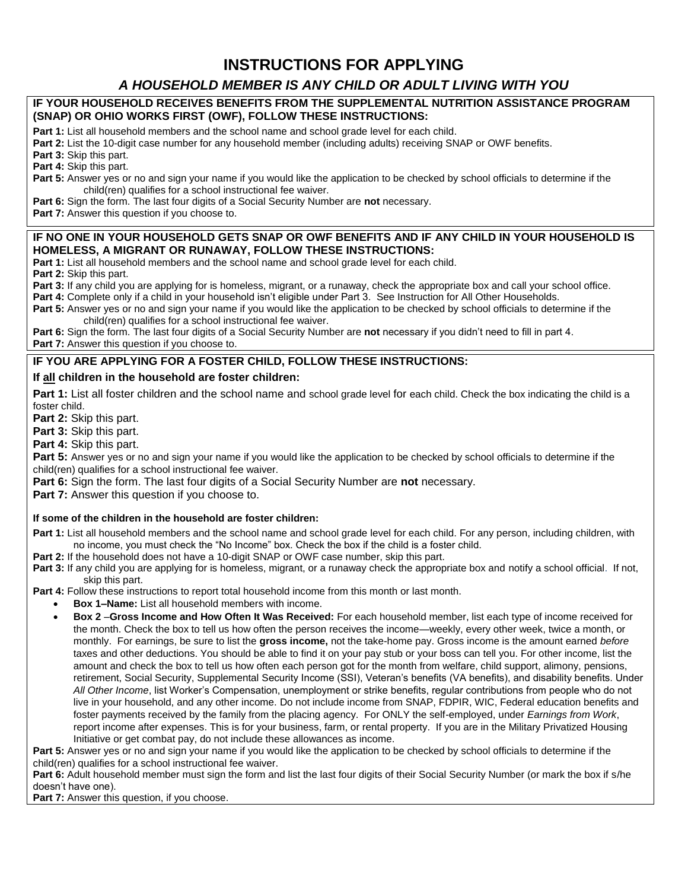# INSTRUCTIONS FOR APPLYING

## *A HOUSEHOLD MEMBER IS ANY CHILD OR ADULT LIVING WITH YOU*

### IF YOUR HOUSEHOLD RECEIVES BENEFITS FROM THE SUPPLEMENTAL NUTRITION ASSISTANCE PROGRAM (SNAP) OR OHIO WORKS FIRST (OWF), FOLLOW THESE INSTRUCTIONS:

**Part 1:** List all household members and the school name and school grade level for each child.

**Part 2:** List the 10-digit case number for any household member (including adults) receiving SNAP or OWF benefits.

**Part 3:** Skip this part.

**Part 4:** Skip this part.

**Part 5:** Answer yes or no and sign your name if you would like the application to be checked by school officials to determine if the child(ren) qualifies for a school instructional fee waiver.

**Part 6:** Sign the form. The last four digits of a Social Security Number are **not** necessary.

**Part 7:** Answer this question if you choose to.

### IF NO ONE IN YOUR HOUSEHOLD GETS SNAP OR OWF BENEFITS AND IF ANY CHILD IN YOUR HOUSEHOLD IS HOMELESS, A MIGRANT OR RUNAWAY, FOLLOW THESE INSTRUCTIONS:

**Part 1:** List all household members and the school name and school grade level for each child.

**Part 2:** Skip this part.

**Part 3:** If any child you are applying for is homeless, migrant, or a runaway, check the appropriate box and call your school office.

**Part 4:** Complete only if a child in your household isn't eligible under Part 3. See Instruction for All Other Households.

**Part 5:** Answer yes or no and sign your name if you would like the application to be checked by school officials to determine if the child(ren) qualifies for a school instructional fee waiver.

**Part 6:** Sign the form. The last four digits of a Social Security Number are **not** necessary if you didn't need to fill in part 4.

**Part 7:** Answer this question if you choose to.

### IF YOU ARE APPLYING FOR A FOSTER CHILD, FOLLOW THESE INSTRUCTIONS:

#### If all children in the household are foster children:

**Part 1:** List all foster children and the school name and school grade level for each child. Check the box indicating the child is a foster child.

**Part 2:** Skip this part.

**Part 3:** Skip this part.

**Part 4:** Skip this part.

**Part 5:** Answer yes or no and sign your name if you would like the application to be checked by school officials to determine if the child(ren) qualifies for a school instructional fee waiver.

**Part 6:** Sign the form. The last four digits of a Social Security Number are **not** necessary.

**Part 7:** Answer this question if you choose to.

#### If some of the children in the household are foster children:

**Part 1:** List all household members and the school name and school grade level for each child. For any person, including children, with no income, you must check the "No Income" box. Check the box if the child is a foster child.

**Part 2:** If the household does not have a 10-digit SNAP or OWF case number, skip this part.

**Part 3:** If any child you are applying for is homeless, migrant, or a runaway check the appropriate box and notify a school official. If not, skip this part.

**Part 4:** Follow these instructions to report total household income from this month or last month.

- **Box 1–Name:** List all household members with income.
- **Box 2** –**Gross Income and How Often It Was Received:** For each household member, list each type of income received for the month. Check the box to tell us how often the person receives the income—weekly, every other week, twice a month, or monthly. For earnings, be sure to list the **gross income,** not the take-home pay. Gross income is the amount earned *before* taxes and other deductions. You should be able to find it on your pay stub or your boss can tell you. For other income, list the amount and check the box to tell us how often each person got for the month from welfare, child support, alimony, pensions, retirement, Social Security, Supplemental Security Income (SSI), Veteran's benefits (VA benefits), and disability benefits. Under *All Other Income*, list Worker's Compensation, unemployment or strike benefits, regular contributions from people who do not live in your household, and any other income. Do not include income from SNAP, FDPIR, WIC, Federal education benefits and foster payments received by the family from the placing agency. For ONLY the self-employed, under *Earnings from Work*, report income after expenses. This is for your business, farm, or rental property. If you are in the Military Privatized Housing Initiative or get combat pay, do not include these allowances as income.

**Part 5:** Answer yes or no and sign your name if you would like the application to be checked by school officials to determine if the child(ren) qualifies for a school instructional fee waiver.

**Part 6:** Adult household member must sign the form and list the last four digits of their Social Security Number (or mark the box if s/he doesn't have one).

**Part 7:** Answer this question, if you choose.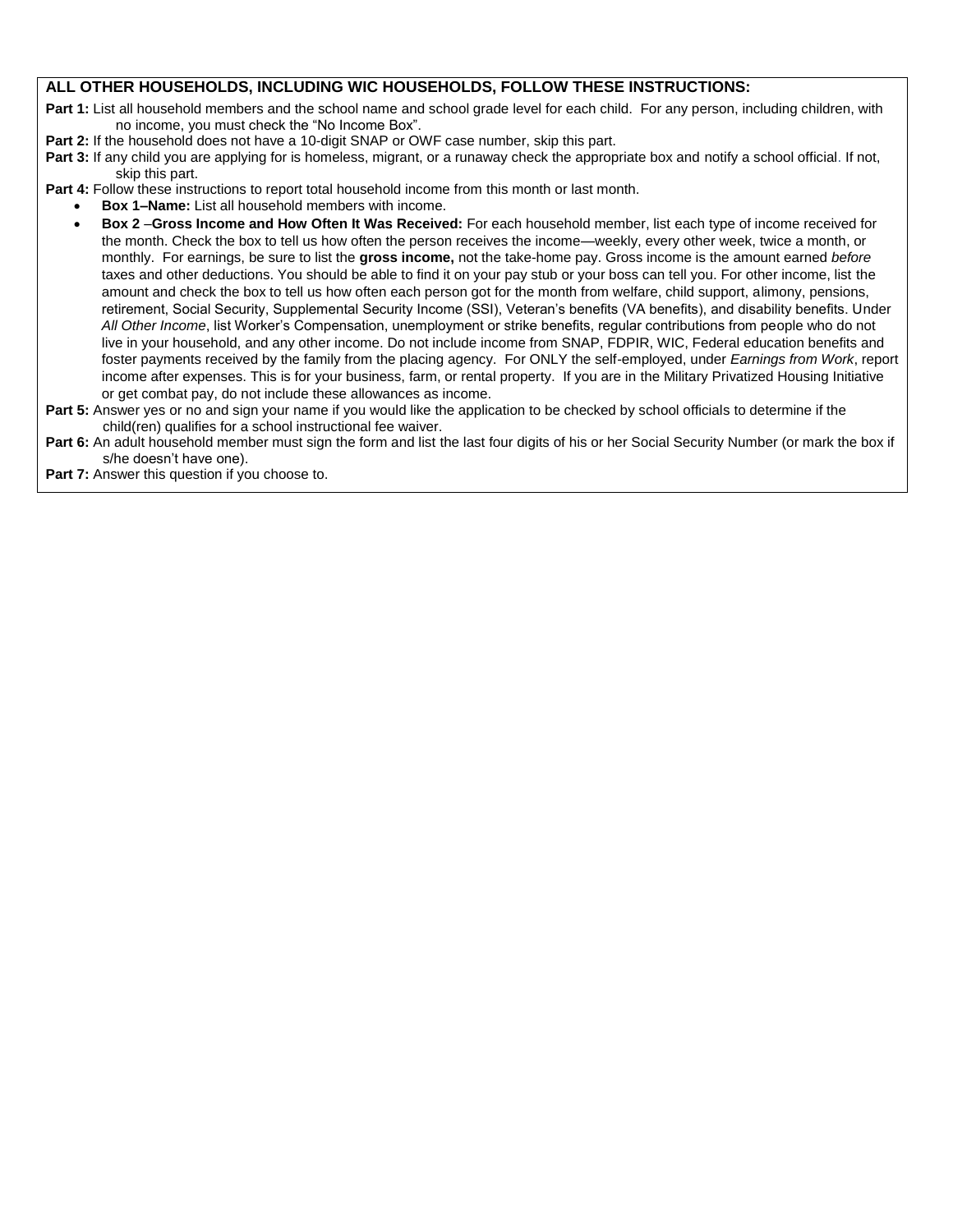## ALL OTHER HOUSEHOLDS, INCLUDING WIC HOUSEHOLDS, FOLLOW THESE INSTRUCTIONS:

**Part 1:** List all household members and the school name and school grade level for each child. For any person, including children, with no income, you must check the "No Income Box".

**Part 2:** If the household does not have a 10-digit SNAP or OWF case number, skip this part.

**Part 3:** If any child you are applying for is homeless, migrant, or a runaway check the appropriate box and notify a school official. If not, skip this part.

**Part 4:** Follow these instructions to report total household income from this month or last month.

- **Box 1–Name:** List all household members with income.
- **Box 2** –**Gross Income and How Often It Was Received:** For each household member, list each type of income received for the month. Check the box to tell us how often the person receives the income—weekly, every other week, twice a month, or monthly. For earnings, be sure to list the **gross income,** not the take-home pay. Gross income is the amount earned *before* taxes and other deductions. You should be able to find it on your pay stub or your boss can tell you. For other income, list the amount and check the box to tell us how often each person got for the month from welfare, child support, alimony, pensions, retirement, Social Security, Supplemental Security Income (SSI), Veteran's benefits (VA benefits), and disability benefits. Under *All Other Income*, list Worker's Compensation, unemployment or strike benefits, regular contributions from people who do not live in your household, and any other income. Do not include income from SNAP, FDPIR, WIC, Federal education benefits and foster payments received by the family from the placing agency. For ONLY the self-employed, under *Earnings from Work*, report income after expenses. This is for your business, farm, or rental property. If you are in the Military Privatized Housing Initiative or get combat pay, do not include these allowances as income.

**Part 5:** Answer yes or no and sign your name if you would like the application to be checked by school officials to determine if the child(ren) qualifies for a school instructional fee waiver.

**Part 6:** An adult household member must sign the form and list the last four digits of his or her Social Security Number (or mark the box if s/he doesn't have one).

**Part 7:** Answer this question if you choose to.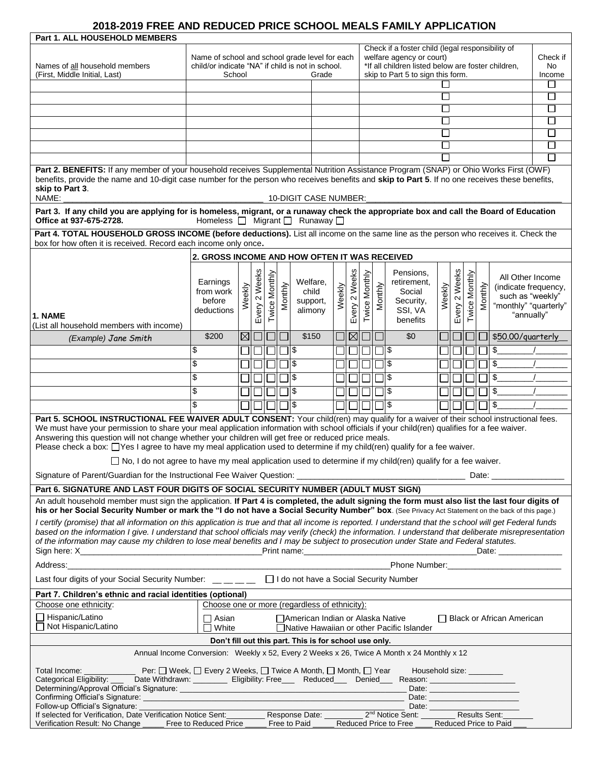# 2018-2019 FREE AND REDUCED PRICE SCHOOL MEALS FAMILY APPLICATION

**Part 1. ALL HOUSEHOLD MEMBERS**

| Names of all household members (First, Middle Initial, Last) | Name of school and school grade level for each child/or indicate "NA" if child is not in school. School | Grade | Check if a foster child (legal responsibility of welfare agency or court) *If all children listed below are foster children, skip to Part 5 to sign this form. | Check if No Income |
|---|---|---|---|---|
| | | | ☐ | ☐ |
| | | | ☐ | ☐ |
| | | | ☐ | ☐ |
| | | | ☐ | ☐ |
| | | | ☐ | ☐ |
| | | | ☐ | ☐ |
| | | | ☐ | ☐ |

**Part 2. BENEFITS:** If any member of your household receives Supplemental Nutrition Assistance Program (SNAP) or Ohio Works First (OWF) benefits, provide the name and 10-digit case number for the person who receives benefits and **skip to Part 5**. If no one receives these benefits, **skip to Part 3**.

NAME: ____________________________________________ 10-DIGIT CASE NUMBER: ____________________________________________

**Part 3. If any child you are applying for is homeless, migrant, or a runaway check the appropriate box and call the Board of Education Office at 937-675-2728.** Homeless ☐ Migrant ☐ Runaway ☐

**Part 4. TOTAL HOUSEHOLD GROSS INCOME (before deductions).** List all income on the same line as the person who receives it. Check the box for how often it is received. Record each income only once**.**

| 1. NAME (List all household members with income) | 2. GROSS INCOME AND HOW OFTEN IT WAS RECEIVED | | | | | | | | | | | | | | | | |
|---|---|---|---|---|---|---|---|---|---|---|---|---|---|---|---|---|---|
| | Earnings from work before deductions | Weekly | Every 2 Weeks | Twice Monthly | Monthly | Welfare, child support, alimony | Weekly | Every 2 Weeks | Twice Monthly | Monthly | Pensions, retirement, Social Security, SSI, VA benefits | Weekly | Every 2 Weeks | Twice Monthly | Monthly | All Other Income (indicate frequency, such as "weekly" "monthly" "quarterly" "annually" |
| *(Example) Jane Smith* | $200 | ☒ | ☐ | ☐ | ☐ | $150 | ☐ | ☒ | ☐ | ☐ | $0 | ☐ | ☐ | ☐ | ☐ | $50.00/quarterly |
| | $ | ☐ | ☐ | ☐ | ☐ | $ | ☐ | ☐ | ☐ | ☐ | $ | ☐ | ☐ | ☐ | ☐ | $_______/_______ |
| | $ | ☐ | ☐ | ☐ | ☐ | $ | ☐ | ☐ | ☐ | ☐ | $ | ☐ | ☐ | ☐ | ☐ | $_______/_______ |
| | $ | ☐ | ☐ | ☐ | ☐ | $ | ☐ | ☐ | ☐ | ☐ | $ | ☐ | ☐ | ☐ | ☐ | $_______/_______ |
| | $ | ☐ | ☐ | ☐ | ☐ | $ | ☐ | ☐ | ☐ | ☐ | $ | ☐ | ☐ | ☐ | ☐ | $_______/_______ |
| | $ | ☐ | ☐ | ☐ | ☐ | $ | ☐ | ☐ | ☐ | ☐ | $ | ☐ | ☐ | ☐ | ☐ | $_______/_______ |

**Part 5. SCHOOL INSTRUCTIONAL FEE WAIVER ADULT CONSENT:** Your child(ren) may qualify for a waiver of their school instructional fees. We must have your permission to share your meal application information with school officials if your child(ren) qualifies for a fee waiver. Answering this question will not change whether your children will get free or reduced price meals.

Please check a box: ☐ Yes I agree to have my meal application used to determine if my child(ren) qualify for a fee waiver.

☐ No, I do not agree to have my meal application used to determine if my child(ren) qualify for a fee waiver.

Signature of Parent/Guardian for the Instructional Fee Waiver Question: ____________________________________ Date: ________________

**Part 6. SIGNATURE AND LAST FOUR DIGITS OF SOCIAL SECURITY NUMBER (ADULT MUST SIGN)**

An adult household member must sign the application. **If Part 4 is completed, the adult signing the form must also list the last four digits of his or her Social Security Number or mark the "I do not have a Social Security Number" box**. (See Privacy Act Statement on the back of this page.)

*I certify (promise) that all information on this application is true and that all income is reported. I understand that the school will get Federal funds based on the information I give. I understand that school officials may verify (check) the information. I understand that deliberate misrepresentation of the information may cause my children to lose meal benefits and I may be subject to prosecution under State and Federal statutes.*

Sign here: X____________________________________________ Print name: ______________________________________ Date: ______________

Address: ______________________________________________________________________ Phone Number: __________________________

Last four digits of your Social Security Number: __ __ __ __ ☐ I do not have a Social Security Number

**Part 7. Children's ethnic and racial identities (optional)**

| Choose one ethnicity: | Choose one or more (regardless of ethnicity): |
|---|---|
| ☐ Hispanic/Latino<br>☐ Not Hispanic/Latino | ☐ Asian ☐ American Indian or Alaska Native ☐ Black or African American<br>☐ White ☐ Native Hawaiian or other Pacific Islander |

**Don't fill out this part. This is for school use only.**

Annual Income Conversion: Weekly x 52, Every 2 Weeks x 26, Twice A Month x 24 Monthly x 12

Total Income: ____________ Per: ☐ Week, ☐ Every 2 Weeks, ☐ Twice A Month, ☐ Month, ☐ Year Household size: ________

Categorical Eligibility: ___ Date Withdrawn: ________ Eligibility: Free___ Reduced___ Denied___ Reason: ____________________

Determining/Approval Official's Signature: ______________________________________________________ Date: ____________________

Confirming Official's Signature: ______________________________________________________ Date: ____________________

Follow-up Official's Signature: ______________________________________________________ Date: ____________________

If selected for Verification, Date Verification Notice Sent: _________ Response Date: _________ 2nd Notice Sent: ________ Results Sent: _______

Verification Result: No Change _____ Free to Reduced Price _____ Free to Paid _____ Reduced Price to Free ____ Reduced Price to Paid ___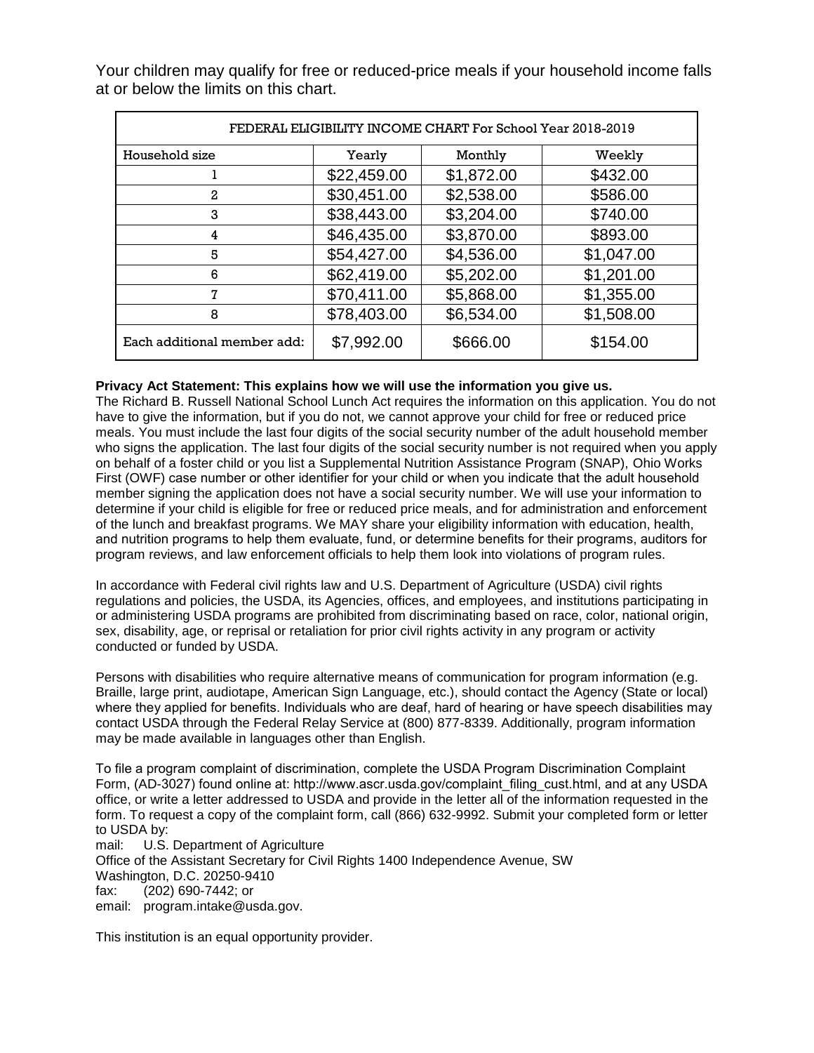Your children may qualify for free or reduced-price meals if your household income falls at or below the limits on this chart.

| FEDERAL ELIGIBILITY INCOME CHART For School Year 2018-2019 | | | |
|---|---|---|---|
| Household size | Yearly | Monthly | Weekly |
| 1 | $22,459.00 | $1,872.00 | $432.00 |
| 2 | $30,451.00 | $2,538.00 | $586.00 |
| 3 | $38,443.00 | $3,204.00 | $740.00 |
| 4 | $46,435.00 | $3,870.00 | $893.00 |
| 5 | $54,427.00 | $4,536.00 | $1,047.00 |
| 6 | $62,419.00 | $5,202.00 | $1,201.00 |
| 7 | $70,411.00 | $5,868.00 | $1,355.00 |
| 8 | $78,403.00 | $6,534.00 | $1,508.00 |
| Each additional member add: | $7,992.00 | $666.00 | $154.00 |

**Privacy Act Statement: This explains how we will use the information you give us.**
The Richard B. Russell National School Lunch Act requires the information on this application. You do not have to give the information, but if you do not, we cannot approve your child for free or reduced price meals. You must include the last four digits of the social security number of the adult household member who signs the application. The last four digits of the social security number is not required when you apply on behalf of a foster child or you list a Supplemental Nutrition Assistance Program (SNAP), Ohio Works First (OWF) case number or other identifier for your child or when you indicate that the adult household member signing the application does not have a social security number. We will use your information to determine if your child is eligible for free or reduced price meals, and for administration and enforcement of the lunch and breakfast programs. We MAY share your eligibility information with education, health, and nutrition programs to help them evaluate, fund, or determine benefits for their programs, auditors for program reviews, and law enforcement officials to help them look into violations of program rules.

In accordance with Federal civil rights law and U.S. Department of Agriculture (USDA) civil rights regulations and policies, the USDA, its Agencies, offices, and employees, and institutions participating in or administering USDA programs are prohibited from discriminating based on race, color, national origin, sex, disability, age, or reprisal or retaliation for prior civil rights activity in any program or activity conducted or funded by USDA.

Persons with disabilities who require alternative means of communication for program information (e.g. Braille, large print, audiotape, American Sign Language, etc.), should contact the Agency (State or local) where they applied for benefits. Individuals who are deaf, hard of hearing or have speech disabilities may contact USDA through the Federal Relay Service at (800) 877-8339. Additionally, program information may be made available in languages other than English.

To file a program complaint of discrimination, complete the USDA Program Discrimination Complaint Form, (AD-3027) found online at: http://www.ascr.usda.gov/complaint_filing_cust.html, and at any USDA office, or write a letter addressed to USDA and provide in the letter all of the information requested in the form. To request a copy of the complaint form, call (866) 632-9992. Submit your completed form or letter to USDA by:
mail: U.S. Department of Agriculture
Office of the Assistant Secretary for Civil Rights 1400 Independence Avenue, SW
Washington, D.C. 20250-9410
fax: (202) 690-7442; or
email: program.intake@usda.gov.

This institution is an equal opportunity provider.